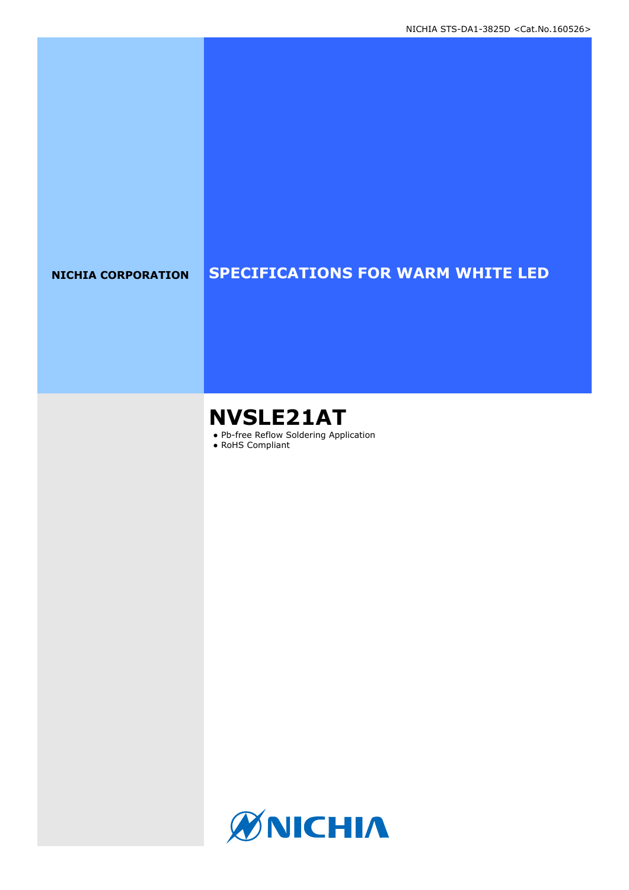NICHIA CORPORATION

# SPECIFICATIONS FOR WARM WHITE LED

## NVSLE21AT

- Pb-free Reflow Soldering Application
- RoHS Compliant

NICHIA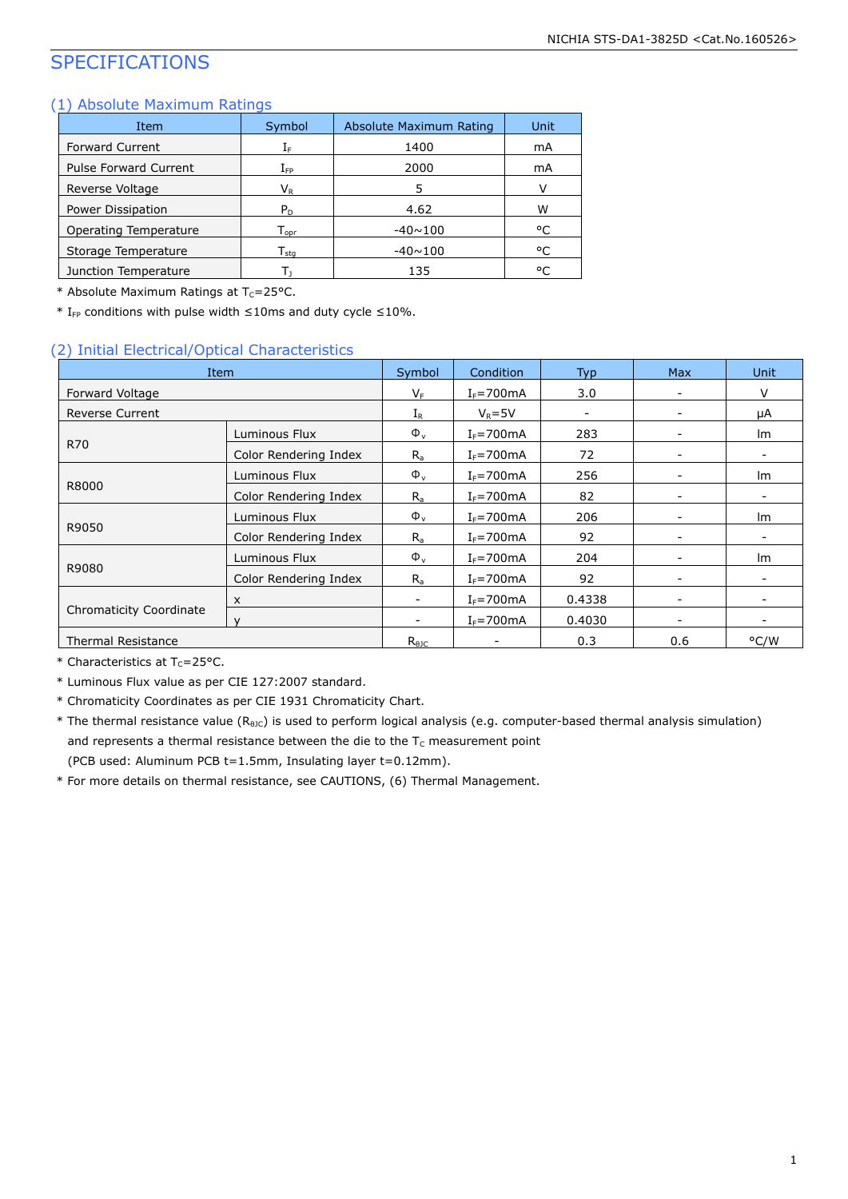# SPECIFICATIONS

## (1) Absolute Maximum Ratings

| Item | Symbol | Absolute Maximum Rating | Unit |
|---|---|---|---|
| Forward Current | $I_F$ | 1400 | mA |
| Pulse Forward Current | $I_{FP}$ | 2000 | mA |
| Reverse Voltage | $V_R$ | 5 | V |
| Power Dissipation | $P_D$ | 4.62 | W |
| Operating Temperature | $T_{opr}$ | -40~100 | °C |
| Storage Temperature | $T_{stg}$ | -40~100 | °C |
| Junction Temperature | $T_J$ | 135 | °C |

* Absolute Maximum Ratings at $T_C$=25°C.
* $I_{FP}$ conditions with pulse width ≤10ms and duty cycle ≤10%.

## (2) Initial Electrical/Optical Characteristics

| Item | | Symbol | Condition | Typ | Max | Unit |
|---|---|---|---|---|---|---|
| Forward Voltage | | $V_F$ | $I_F$=700mA | 3.0 | - | V |
| Reverse Current | | $I_R$ | $V_R$=5V | - | - | μA |
| R70 | Luminous Flux | $\Phi_v$ | $I_F$=700mA | 283 | - | lm |
| | Color Rendering Index | $R_a$ | $I_F$=700mA | 72 | - | - |
| R8000 | Luminous Flux | $\Phi_v$ | $I_F$=700mA | 256 | - | lm |
| | Color Rendering Index | $R_a$ | $I_F$=700mA | 82 | - | - |
| R9050 | Luminous Flux | $\Phi_v$ | $I_F$=700mA | 206 | - | lm |
| | Color Rendering Index | $R_a$ | $I_F$=700mA | 92 | - | - |
| R9080 | Luminous Flux | $\Phi_v$ | $I_F$=700mA | 204 | - | lm |
| | Color Rendering Index | $R_a$ | $I_F$=700mA | 92 | - | - |
| Chromaticity Coordinate | x | - | $I_F$=700mA | 0.4338 | - | - |
| | y | - | $I_F$=700mA | 0.4030 | - | - |
| Thermal Resistance | | $R_{\theta JC}$ | - | 0.3 | 0.6 | °C/W |

* Characteristics at $T_C$=25°C.
* Luminous Flux value as per CIE 127:2007 standard.
* Chromaticity Coordinates as per CIE 1931 Chromaticity Chart.
* The thermal resistance value ($R_{\theta JC}$) is used to perform logical analysis (e.g. computer-based thermal analysis simulation) and represents a thermal resistance between the die to the $T_C$ measurement point (PCB used: Aluminum PCB t=1.5mm, Insulating layer t=0.12mm).
* For more details on thermal resistance, see CAUTIONS, (6) Thermal Management.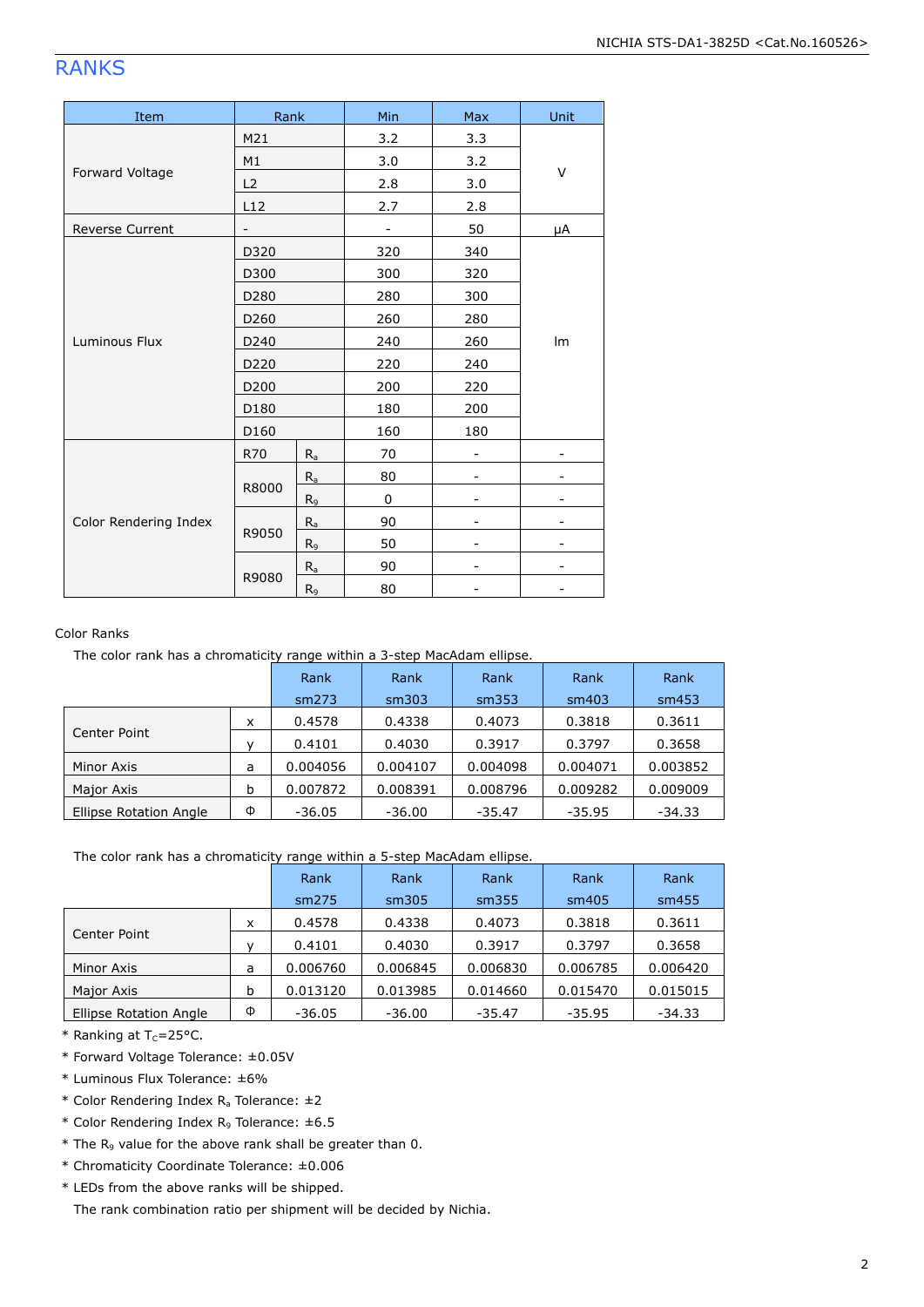# RANKS

| Item | Rank | | Min | Max | Unit |
|---|---|---|---|---|---|
| Forward Voltage | M21 | | 3.2 | 3.3 | V |
| | M1 | | 3.0 | 3.2 | |
| | L2 | | 2.8 | 3.0 | |
| | L12 | | 2.7 | 2.8 | |
| Reverse Current | - | | - | 50 | μA |
| Luminous Flux | D320 | | 320 | 340 | lm |
| | D300 | | 300 | 320 | |
| | D280 | | 280 | 300 | |
| | D260 | | 260 | 280 | |
| | D240 | | 240 | 260 | |
| | D220 | | 220 | 240 | |
| | D200 | | 200 | 220 | |
| | D180 | | 180 | 200 | |
| | D160 | | 160 | 180 | |
| Color Rendering Index | R70 | $R_a$ | 70 | - | - |
| | R8000 | $R_a$ | 80 | - | - |
| | | $R_9$ | 0 | - | - |
| | R9050 | $R_a$ | 90 | - | - |
| | | $R_9$ | 50 | - | - |
| | R9080 | $R_a$ | 90 | - | - |
| | | $R_9$ | 80 | - | - |

Color Ranks

The color rank has a chromaticity range within a 3-step MacAdam ellipse.

| | | Rank sm273 | Rank sm303 | Rank sm353 | Rank sm403 | Rank sm453 |
|---|---|---|---|---|---|---|
| Center Point | x | 0.4578 | 0.4338 | 0.4073 | 0.3818 | 0.3611 |
| | y | 0.4101 | 0.4030 | 0.3917 | 0.3797 | 0.3658 |
| Minor Axis | a | 0.004056 | 0.004107 | 0.004098 | 0.004071 | 0.003852 |
| Major Axis | b | 0.007872 | 0.008391 | 0.008796 | 0.009282 | 0.009009 |
| Ellipse Rotation Angle | Φ | -36.05 | -36.00 | -35.47 | -35.95 | -34.33 |

The color rank has a chromaticity range within a 5-step MacAdam ellipse.

| | | Rank sm275 | Rank sm305 | Rank sm355 | Rank sm405 | Rank sm455 |
|---|---|---|---|---|---|---|
| Center Point | x | 0.4578 | 0.4338 | 0.4073 | 0.3818 | 0.3611 |
| | y | 0.4101 | 0.4030 | 0.3917 | 0.3797 | 0.3658 |
| Minor Axis | a | 0.006760 | 0.006845 | 0.006830 | 0.006785 | 0.006420 |
| Major Axis | b | 0.013120 | 0.013985 | 0.014660 | 0.015470 | 0.015015 |
| Ellipse Rotation Angle | Φ | -36.05 | -36.00 | -35.47 | -35.95 | -34.33 |

* Ranking at $T_C$=25°C.
* Forward Voltage Tolerance: ±0.05V
* Luminous Flux Tolerance: ±6%
* Color Rendering Index $R_a$ Tolerance: ±2
* Color Rendering Index $R_9$ Tolerance: ±6.5
* The $R_9$ value for the above rank shall be greater than 0.
* Chromaticity Coordinate Tolerance: ±0.006
* LEDs from the above ranks will be shipped.
  The rank combination ratio per shipment will be decided by Nichia.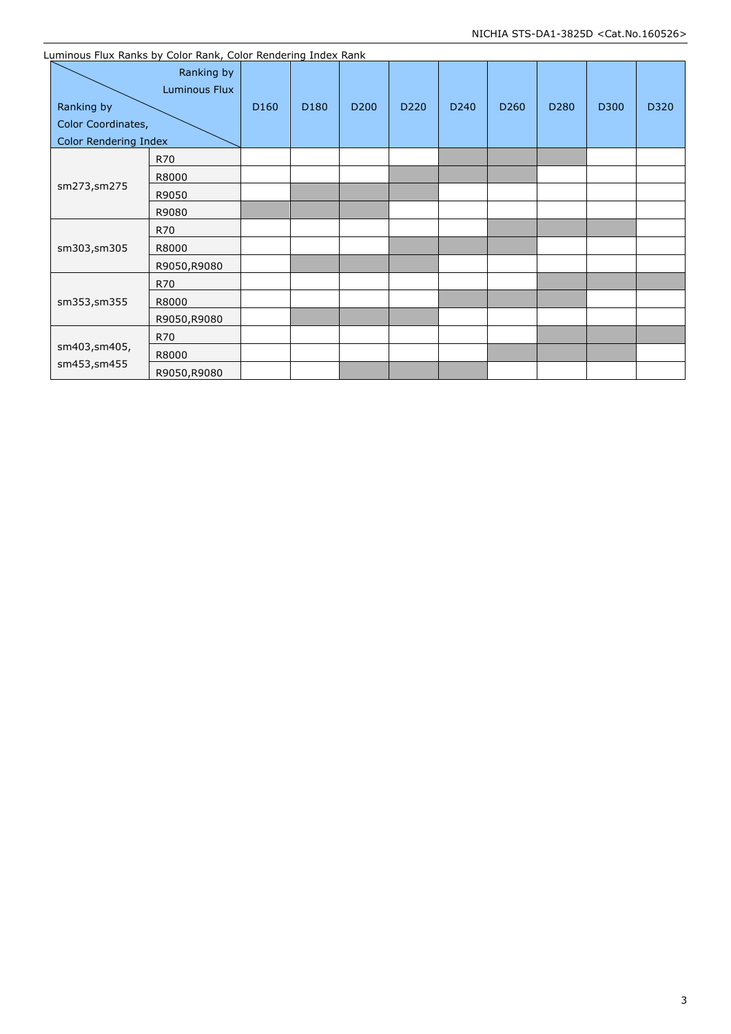Luminous Flux Ranks by Color Rank, Color Rendering Index Rank

| Ranking by Color Coordinates, Color Rendering Index \ Ranking by Luminous Flux | | D160 | D180 | D200 | D220 | D240 | D260 | D280 | D300 | D320 |
|---|---|---|---|---|---|---|---|---|---|---|
| sm273,sm275 | R70 | | | | | ■ | ■ | ■ | | |
| | R8000 | | | | ■ | ■ | ■ | | | |
| | R9050 | | ■ | ■ | ■ | | | | | |
| | R9080 | ■ | ■ | ■ | | | | | | |
| sm303,sm305 | R70 | | | | | | ■ | ■ | ■ | |
| | R8000 | | | | ■ | ■ | ■ | | | |
| | R9050,R9080 | | ■ | ■ | ■ | | | | | |
| sm353,sm355 | R70 | | | | | | | ■ | ■ | ■ |
| | R8000 | | | | | ■ | ■ | ■ | | |
| | R9050,R9080 | | ■ | ■ | ■ | | | | | |
| sm403,sm405, sm453,sm455 | R70 | | | | | | | ■ | ■ | ■ |
| | R8000 | | | | | | ■ | ■ | ■ | |
| | R9050,R9080 | | | ■ | ■ | ■ | | | | |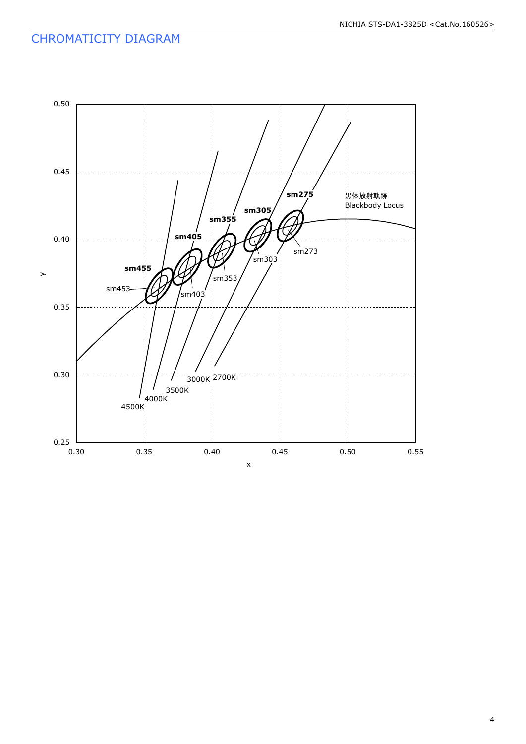# CHROMATICITY DIAGRAM

黒体放射軌跡
Blackbody Locus

sm275
sm273
sm305
sm303
sm355
sm353
sm405
sm403
sm455
sm453

2700K
3000K
3500K
4000K
4500K

y: 0.25, 0.30, 0.35, 0.40, 0.45, 0.50

x: 0.30, 0.35, 0.40, 0.45, 0.50, 0.55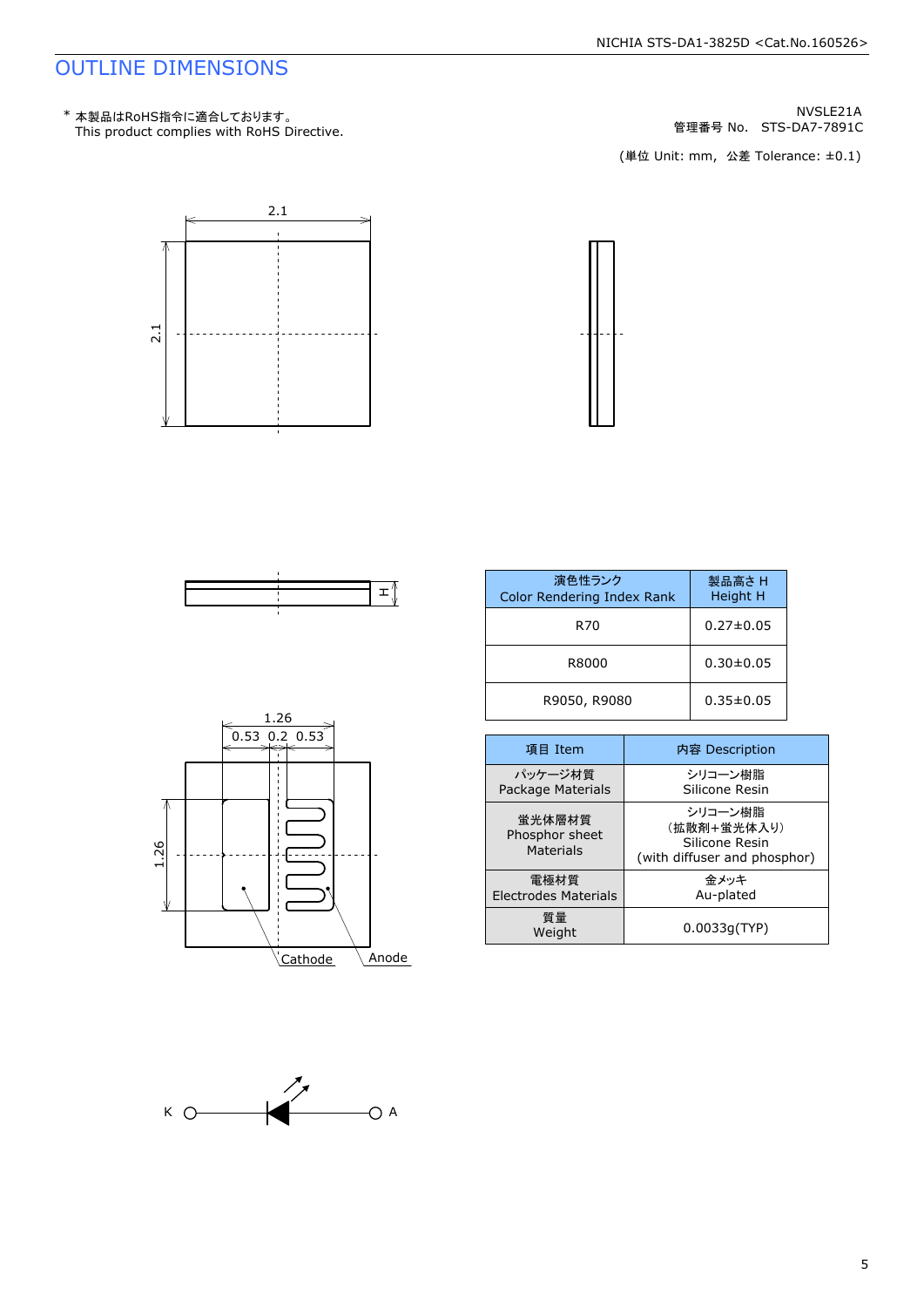# OUTLINE DIMENSIONS

\* 本製品はRoHS指令に適合しております。
This product complies with RoHS Directive.

NVSLE21A
管理番号 No. STS-DA7-7891C

(単位 Unit: mm, 公差 Tolerance: ±0.1)

2.1

2.1

H

1.26
0.53 0.2 0.53

1.26

Cathode Anode

K A

| 演色性ランク<br>Color Rendering Index Rank | 製品高さ H<br>Height H |
|---|---|
| R70 | 0.27±0.05 |
| R8000 | 0.30±0.05 |
| R9050, R9080 | 0.35±0.05 |

| 項目 Item | 内容 Description |
|---|---|
| パッケージ材質<br>Package Materials | シリコーン樹脂<br>Silicone Resin |
| 蛍光体層材質<br>Phosphor sheet<br>Materials | シリコーン樹脂<br>(拡散剤+蛍光体入り)<br>Silicone Resin<br>(with diffuser and phosphor) |
| 電極材質<br>Electrodes Materials | 金メッキ<br>Au-plated |
| 質量<br>Weight | 0.0033g(TYP) |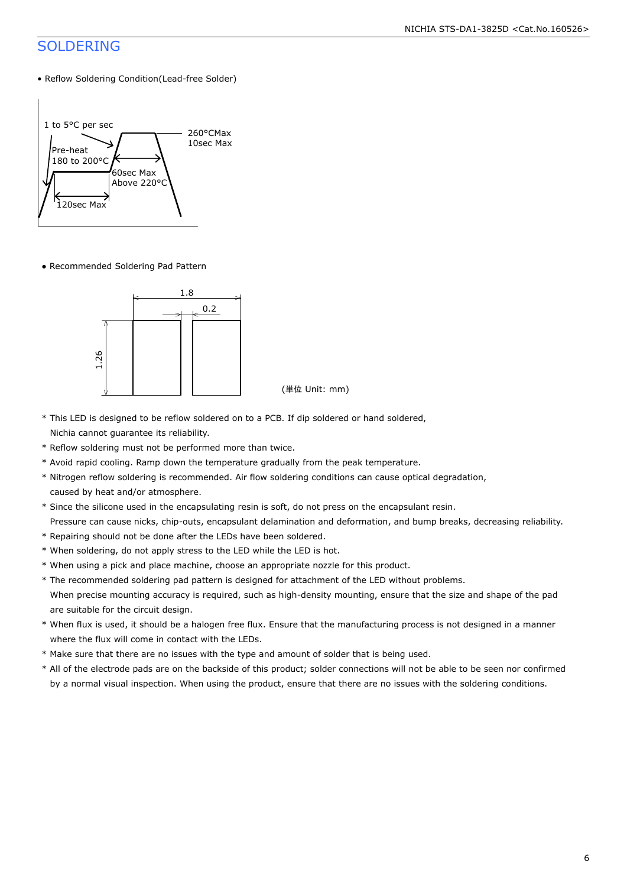## SOLDERING

• Reflow Soldering Condition(Lead-free Solder)

1 to 5°C per sec

Pre-heat
180 to 200°C

260°CMax
10sec Max

60sec Max
Above 220°C

120sec Max

● Recommended Soldering Pad Pattern

1.8

0.2

1.26

(単位 Unit: mm)

* This LED is designed to be reflow soldered on to a PCB. If dip soldered or hand soldered, Nichia cannot guarantee its reliability.
* Reflow soldering must not be performed more than twice.
* Avoid rapid cooling. Ramp down the temperature gradually from the peak temperature.
* Nitrogen reflow soldering is recommended. Air flow soldering conditions can cause optical degradation, caused by heat and/or atmosphere.
* Since the silicone used in the encapsulating resin is soft, do not press on the encapsulant resin. Pressure can cause nicks, chip-outs, encapsulant delamination and deformation, and bump breaks, decreasing reliability.
* Repairing should not be done after the LEDs have been soldered.
* When soldering, do not apply stress to the LED while the LED is hot.
* When using a pick and place machine, choose an appropriate nozzle for this product.
* The recommended soldering pad pattern is designed for attachment of the LED without problems. When precise mounting accuracy is required, such as high-density mounting, ensure that the size and shape of the pad are suitable for the circuit design.
* When flux is used, it should be a halogen free flux. Ensure that the manufacturing process is not designed in a manner where the flux will come in contact with the LEDs.
* Make sure that there are no issues with the type and amount of solder that is being used.
* All of the electrode pads are on the backside of this product; solder connections will not be able to be seen nor confirmed by a normal visual inspection. When using the product, ensure that there are no issues with the soldering conditions.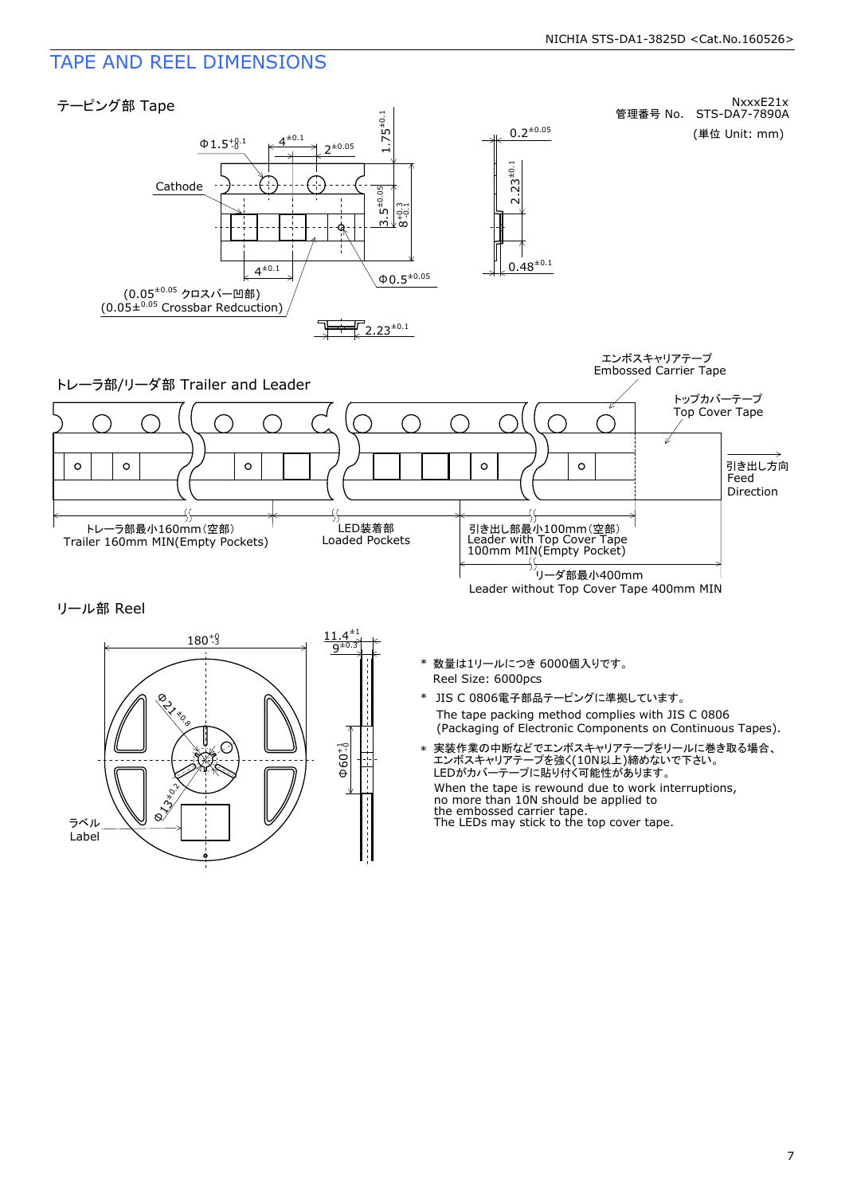# TAPE AND REEL DIMENSIONS

NxxxE21x

管理番号 No. STS-DA7-7890A

(単位 Unit: mm)

## テーピング部 Tape

Cathode

$\Phi 1.5^{+0.1}_{-0}$

$4^{\pm 0.1}$

$2^{\pm 0.05}$

$1.75^{\pm 0.1}$

$3.5^{\pm 0.05}$

$8^{+0.3}_{-0.1}$

$4^{\pm 0.1}$

$\Phi 0.5^{\pm 0.05}$

($0.05^{\pm 0.05}$ クロスバー凹部)
($0.05 \pm ^{0.05}$ Crossbar Redcduction)

$2.23^{\pm 0.1}$

$0.2^{\pm 0.05}$

$2.23^{\pm 0.1}$

$0.48^{\pm 0.1}$

## トレーラ部/リーダ部 Trailer and Leader

エンボスキャリアテープ
Embossed Carrier Tape

トップカバーテープ
Top Cover Tape

引き出し方向
Feed
Direction

トレーラ部最小160mm(空部)
Trailer 160mm MIN(Empty Pockets)

LED装着部
Loaded Pockets

引き出し部最小100mm(空部)
Leader with Top Cover Tape
100mm MIN(Empty Pocket)

リーダ部最小400mm
Leader without Top Cover Tape 400mm MIN

## リール部 Reel

$180^{+0}_{-3}$

$11.4^{\pm 1}$

$9^{\pm 0.3}$

$\Phi 21^{\pm 0.8}$

$\Phi 13^{\pm 0.2}$

$\Phi 60^{+1}_{-0}$

ラベル
Label

\* 数量は1リールにつき 6000個入りです。
Reel Size: 6000pcs

\* JIS C 0806電子部品テーピングに準拠しています。
The tape packing method complies with JIS C 0806
(Packaging of Electronic Components on Continuous Tapes).

\* 実装作業の中断などでエンボスキャリアテープをリールに巻き取る場合、
エンボスキャリアテープを強く(10N以上)締めないで下さい。
LEDがカバーテープに貼り付く可能性があります。
When the tape is rewound due to work interruptions,
no more than 10N should be applied to
the embossed carrier tape.
The LEDs may stick to the top cover tape.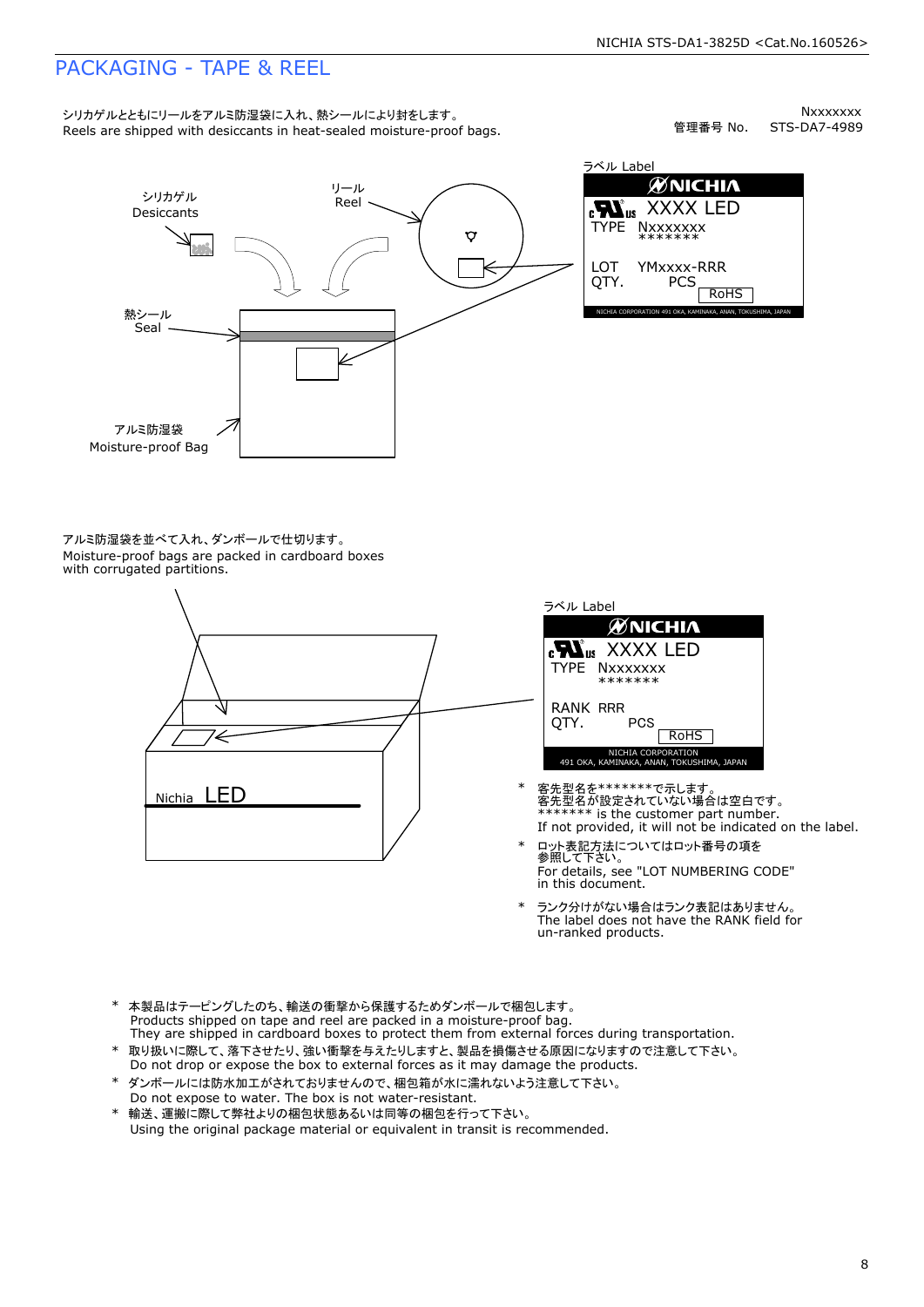# PACKAGING - TAPE & REEL

シリカゲルとともにリールをアルミ防湿袋に入れ、熱シールにより封をします。
Reels are shipped with desiccants in heat-sealed moisture-proof bags.

管理番号 No. Nxxxxxxx STS-DA7-4989

シリカゲル Desiccants

リール Reel

熱シール Seal

アルミ防湿袋 Moisture-proof Bag

ラベル Label

NICHIA
XXXX LED
TYPE Nxxxxxxx
*******
LOT YMxxxx-RRR
QTY. PCS
RoHS
NICHIA CORPORATION 491 OKA, KAMINAKA, ANAN, TOKUSHIMA, JAPAN

アルミ防湿袋を並べて入れ、ダンボールで仕切ります。
Moisture-proof bags are packed in cardboard boxes with corrugated partitions.

Nichia LED

ラベル Label

NICHIA
XXXX LED
TYPE Nxxxxxxx
*******
RANK RRR
QTY. PCS
RoHS
NICHIA CORPORATION
491 OKA, KAMINAKA, ANAN, TOKUSHIMA, JAPAN

* 客先型名を*******で示します。
  客先型名が設定されていない場合は空白です。
  ******* is the customer part number.
  If not provided, it will not be indicated on the label.
* ロット表記方法についてはロット番号の項を参照して下さい。
  For details, see "LOT NUMBERING CODE" in this document.
* ランク分けがない場合はランク表記はありません。
  The label does not have the RANK field for un-ranked products.

* 本製品はテーピングしたのち、輸送の衝撃から保護するためダンボールで梱包します。
  Products shipped on tape and reel are packed in a moisture-proof bag.
  They are shipped in cardboard boxes to protect them from external forces during transportation.
* 取り扱いに際して、落下させたり、強い衝撃を与えたりしますと、製品を損傷させる原因になりますので注意して下さい。
  Do not drop or expose the box to external forces as it may damage the products.
* ダンボールには防水加工がされておりませんので、梱包箱が水に濡れないよう注意して下さい。
  Do not expose to water. The box is not water-resistant.
* 輸送、運搬に際して弊社よりの梱包状態あるいは同等の梱包を行って下さい。
  Using the original package material or equivalent in transit is recommended.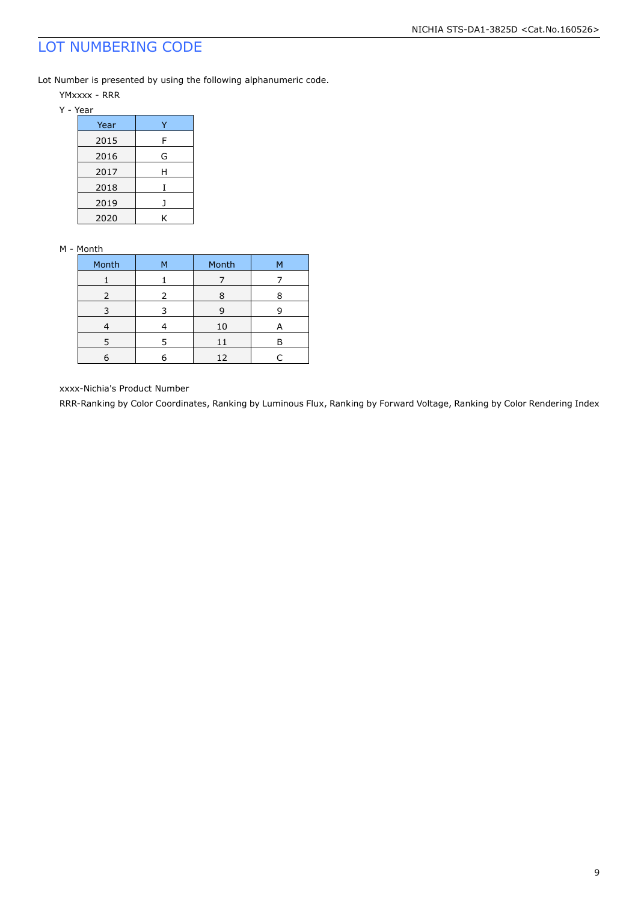# LOT NUMBERING CODE

Lot Number is presented by using the following alphanumeric code.

YMxxxx - RRR

Y - Year

| Year | Y |
|---|---|
| 2015 | F |
| 2016 | G |
| 2017 | H |
| 2018 | I |
| 2019 | J |
| 2020 | K |

M - Month

| Month | M | Month | M |
|---|---|---|---|
| 1 | 1 | 7 | 7 |
| 2 | 2 | 8 | 8 |
| 3 | 3 | 9 | 9 |
| 4 | 4 | 10 | A |
| 5 | 5 | 11 | B |
| 6 | 6 | 12 | C |

xxxx-Nichia's Product Number

RRR-Ranking by Color Coordinates, Ranking by Luminous Flux, Ranking by Forward Voltage, Ranking by Color Rendering Index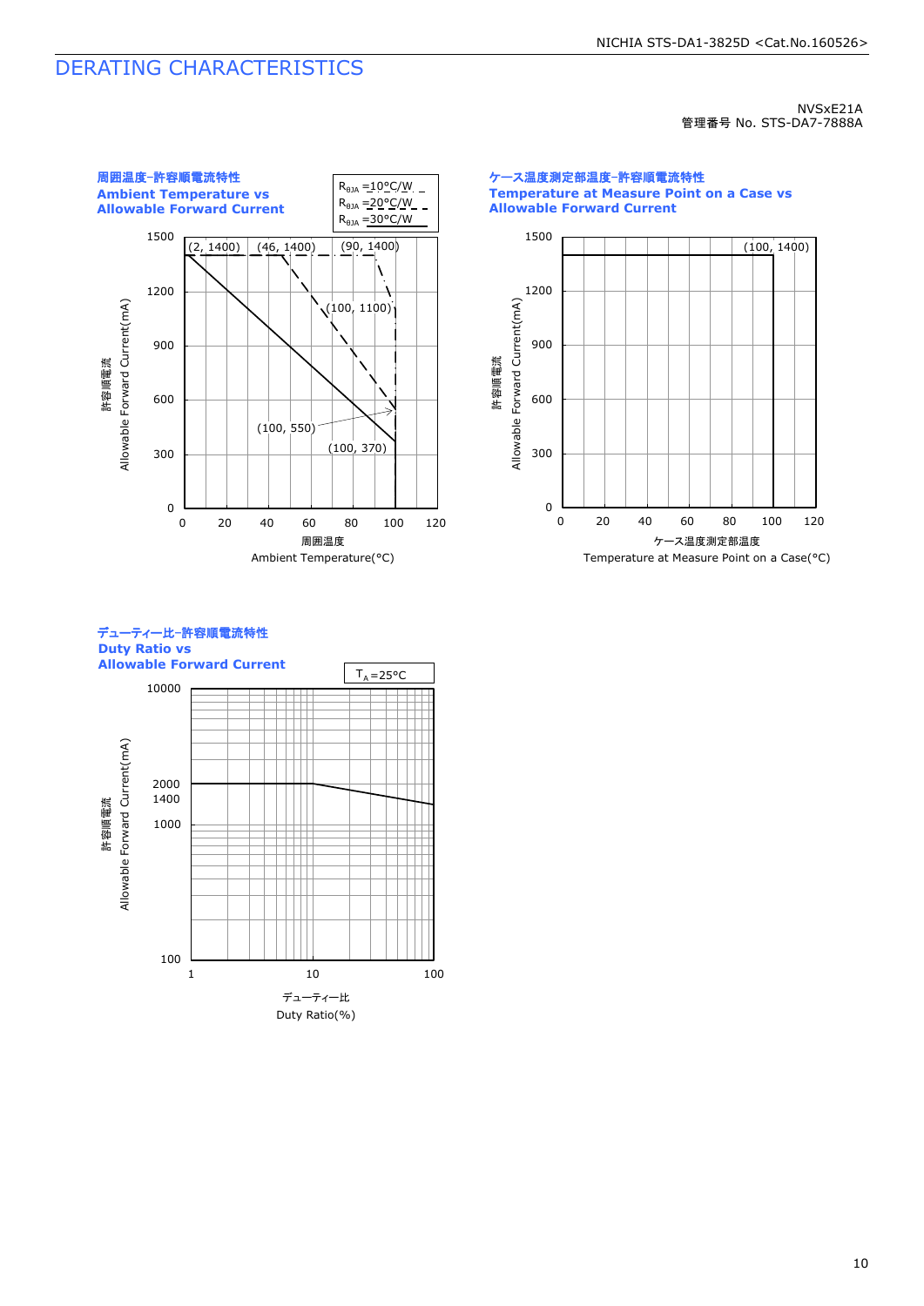# DERATING CHARACTERISTICS

NVSxE21A
管理番号 No. STS-DA7-7888A

### 周囲温度-許容順電流特性
### Ambient Temperature vs Allowable Forward Current

$R_{\theta JA}$ =10°C/W
$R_{\theta JA}$ =20°C/W
$R_{\theta JA}$ =30°C/W

(2, 1400) (46, 1400) (90, 1400) (100, 1100) (100, 550) (100, 370)

許容順電流 Allowable Forward Current(mA)

周囲温度 Ambient Temperature(°C)

### ケース温度測定部温度-許容順電流特性
### Temperature at Measure Point on a Case vs Allowable Forward Current

(100, 1400)

許容順電流 Allowable Forward Current(mA)

ケース温度測定部温度 Temperature at Measure Point on a Case(°C)

### デューティー比-許容順電流特性
### Duty Ratio vs Allowable Forward Current

$T_A$=25°C

許容順電流 Allowable Forward Current(mA)

デューティー比 Duty Ratio(%)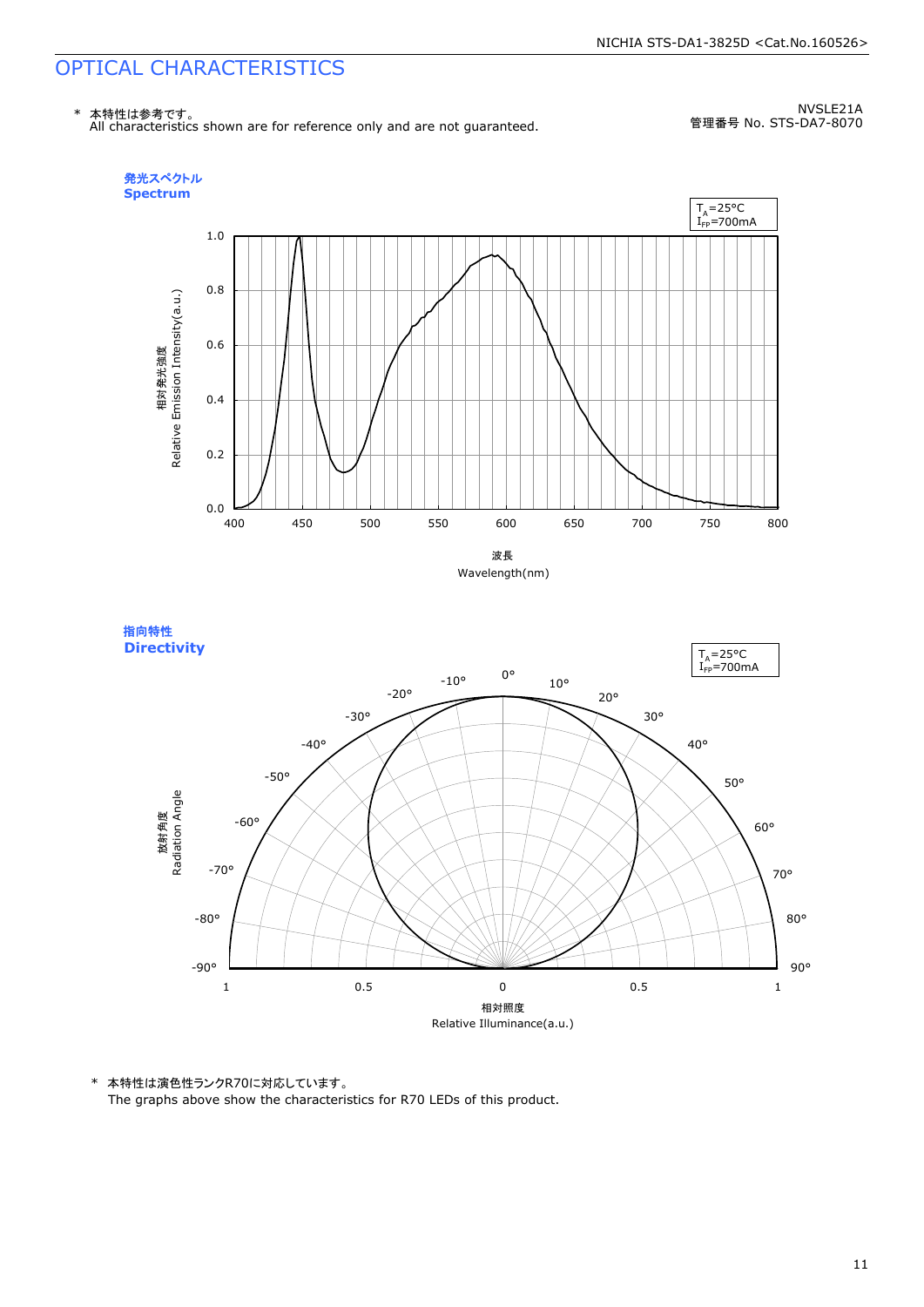# OPTICAL CHARACTERISTICS

\* 本特性は参考です。
All characteristics shown are for reference only and are not guaranteed.

NVSLE21A
管理番号 No. STS-DA7-8070

**発光スペクトル**
**Spectrum**

$T_A$=25°C
$I_{FP}$=700mA

相対発光強度
Relative Emission Intensity(a.u.)

波長
Wavelength(nm)

**指向特性**
**Directivity**

$T_A$=25°C
$I_{FP}$=700mA

放射角度
Radiation Angle

相対照度
Relative Illuminance(a.u.)

\* 本特性は演色性ランクR70に対応しています。
The graphs above show the characteristics for R70 LEDs of this product.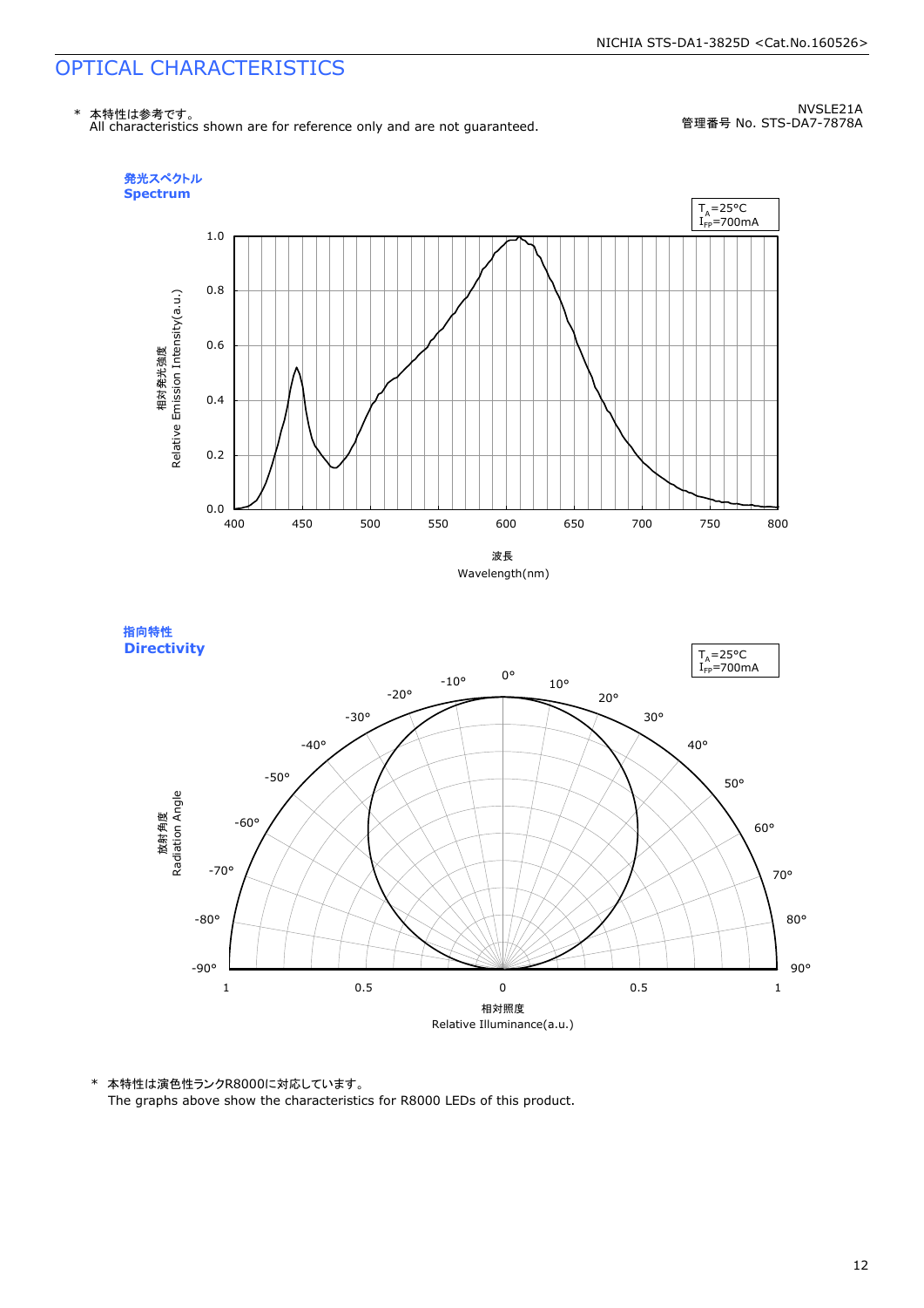# OPTICAL CHARACTERISTICS

\* 本特性は参考です。
All characteristics shown are for reference only and are not guaranteed.

NVSLE21A
管理番号 No. STS-DA7-7878A

## 発光スペクトル
## Spectrum

$T_A$=25°C
$I_{FP}$=700mA

相対発光強度
Relative Emission Intensity(a.u.)

波長
Wavelength(nm)

## 指向特性
## Directivity

$T_A$=25°C
$I_{FP}$=700mA

放射角度
Radiation Angle

相対照度
Relative Illuminance(a.u.)

\* 本特性は演色性ランクR8000に対応しています。
The graphs above show the characteristics for R8000 LEDs of this product.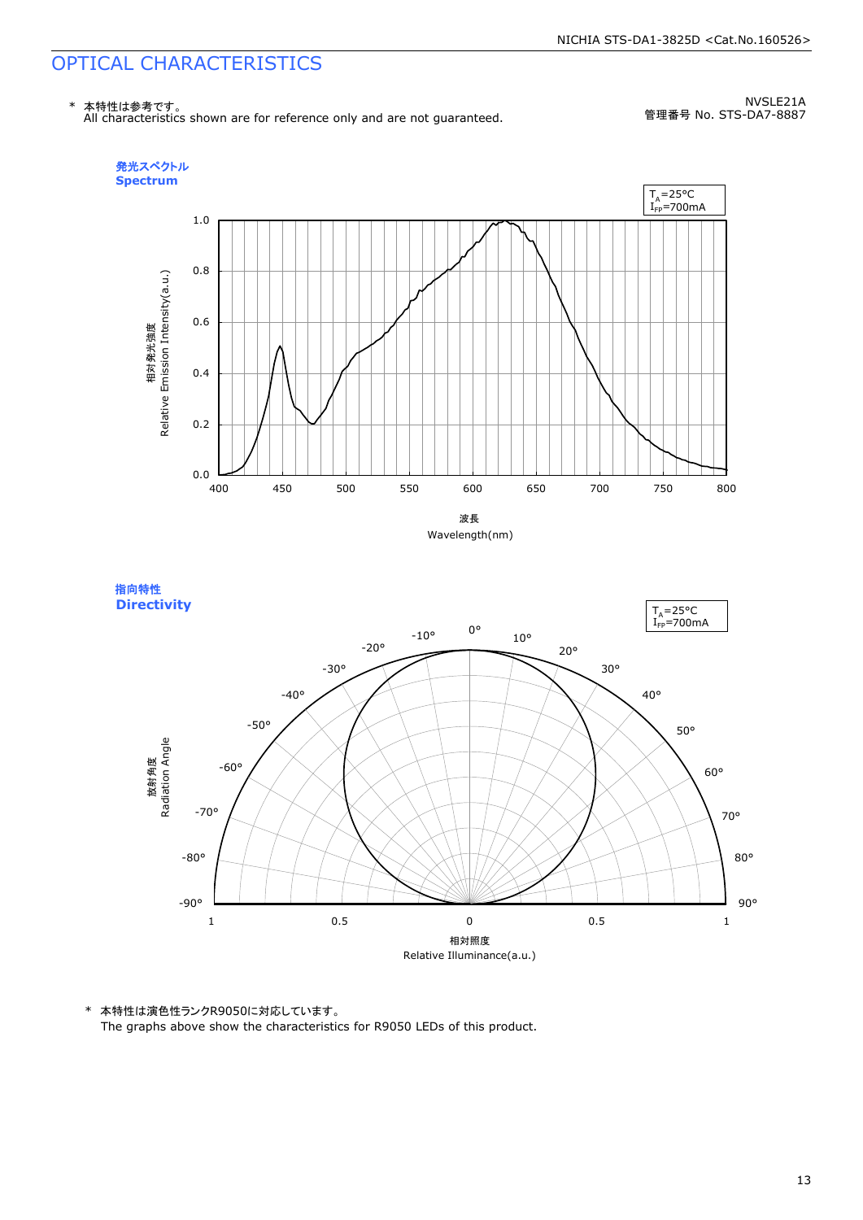# OPTICAL CHARACTERISTICS

\* 本特性は参考です。
All characteristics shown are for reference only and are not guaranteed.

NVSLE21A
管理番号 No. STS-DA7-8887

**発光スペクトル**
**Spectrum**

$T_A$=25°C
$I_{FP}$=700mA

相対発光強度
Relative Emission Intensity(a.u.)

波長
Wavelength(nm)

**指向特性**
**Directivity**

$T_A$=25°C
$I_{FP}$=700mA

放射角度
Radiation Angle

相対照度
Relative Illuminance(a.u.)

\* 本特性は演色性ランクR9050に対応しています。
The graphs above show the characteristics for R9050 LEDs of this product.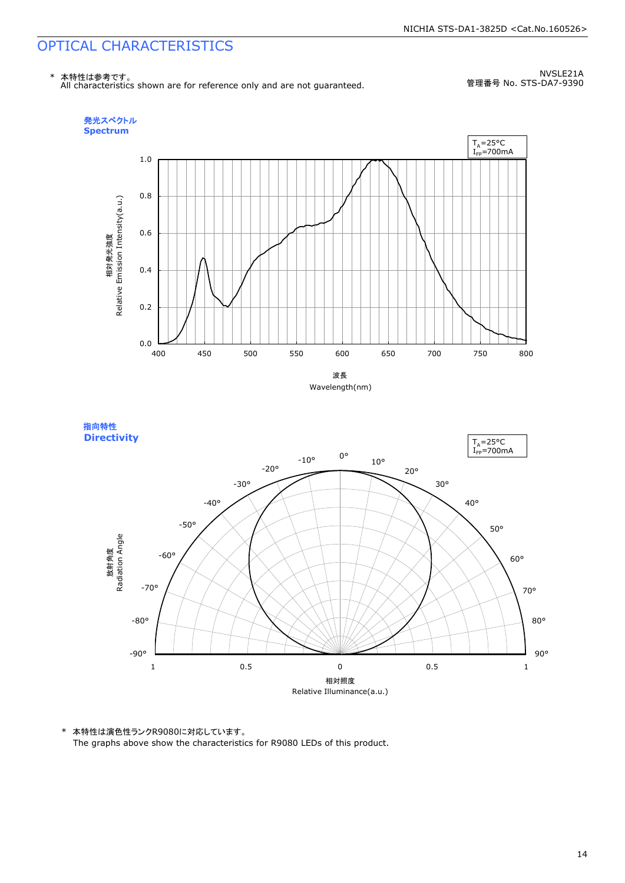# OPTICAL CHARACTERISTICS

\* 本特性は参考です。
All characteristics shown are for reference only and are not guaranteed.

NVSLE21A
管理番号 No. STS-DA7-9390

**発光スペクトル**
**Spectrum**

$T_A$=25°C
$I_{FP}$=700mA

相対発光強度
Relative Emission Intensity(a.u.)

波長
Wavelength(nm)

**指向特性**
**Directivity**

$T_A$=25°C
$I_{FP}$=700mA

放射角度
Radiation Angle

相対照度
Relative Illuminance(a.u.)

\* 本特性は演色性ランクR9080に対応しています。
The graphs above show the characteristics for R9080 LEDs of this product.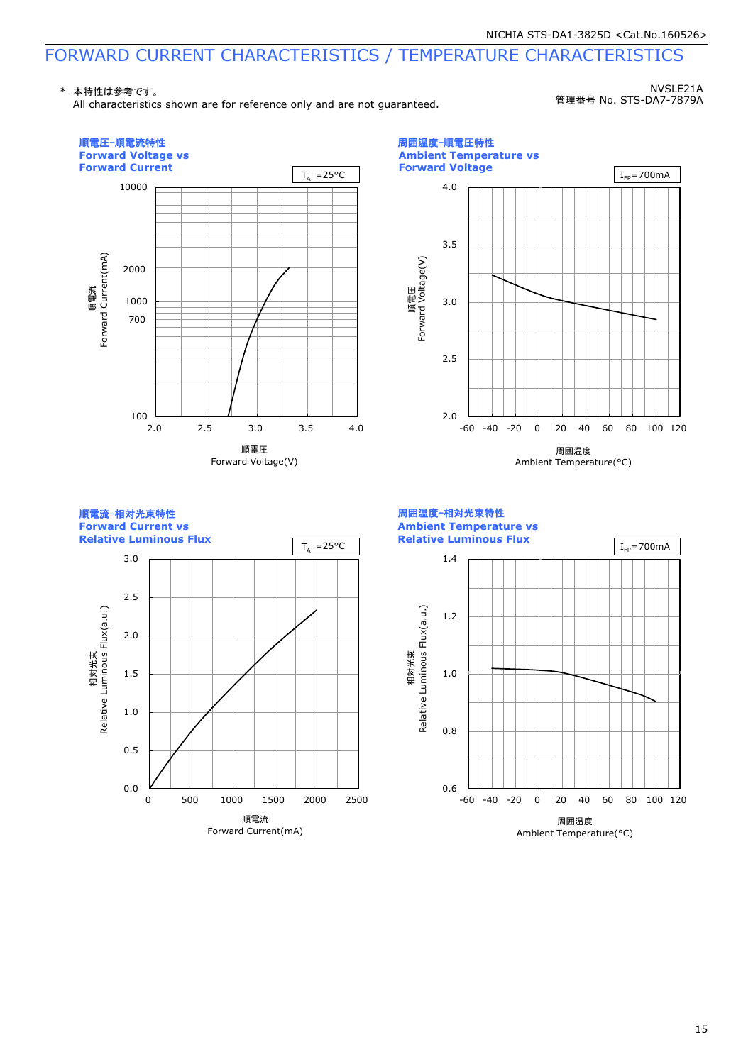# FORWARD CURRENT CHARACTERISTICS / TEMPERATURE CHARACTERISTICS

\* 本特性は参考です。
All characteristics shown are for reference only and are not guaranteed.

NVSLE21A
管理番号 No. STS-DA7-7879A

**順電圧-順電流特性**
**Forward Voltage vs Forward Current**

$T_A$ =25°C

順電流 Forward Current(mA): 100, 700, 1000, 2000, 10000

順電圧 Forward Voltage(V): 2.0, 2.5, 3.0, 3.5, 4.0

**周囲温度-順電圧特性**
**Ambient Temperature vs Forward Voltage**

$I_{FP}$=700mA

順電圧 Forward Voltage(V): 2.0, 2.5, 3.0, 3.5, 4.0

周囲温度 Ambient Temperature(°C): -60, -40, -20, 0, 20, 40, 60, 80, 100, 120

**順電流-相対光束特性**
**Forward Current vs Relative Luminous Flux**

$T_A$ =25°C

相対光束 Relative Luminous Flux(a.u.): 0.0, 0.5, 1.0, 1.5, 2.0, 2.5, 3.0

順電流 Forward Current(mA): 0, 500, 1000, 1500, 2000, 2500

**周囲温度-相対光束特性**
**Ambient Temperature vs Relative Luminous Flux**

$I_{FP}$=700mA

相対光束 Relative Luminous Flux(a.u.): 0.6, 0.8, 1.0, 1.2, 1.4

周囲温度 Ambient Temperature(°C): -60, -40, -20, 0, 20, 40, 60, 80, 100, 120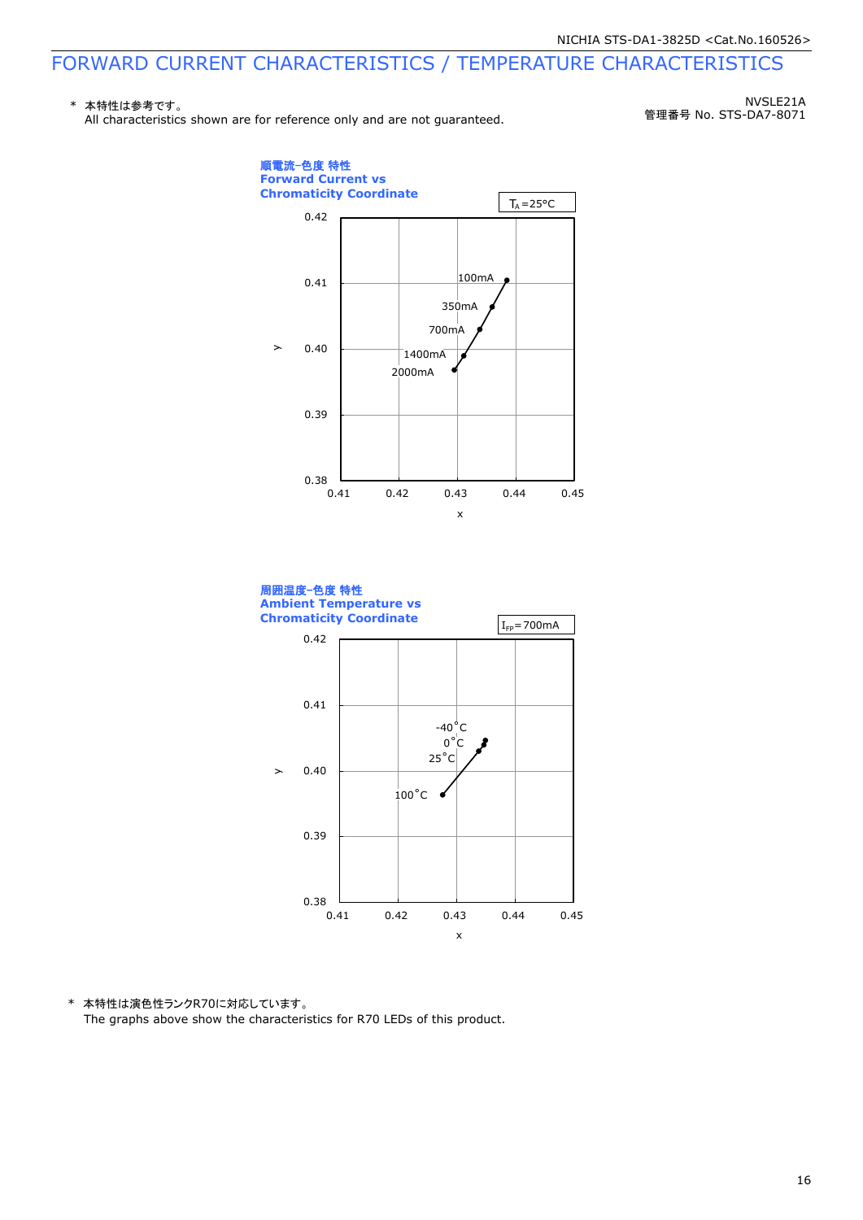# FORWARD CURRENT CHARACTERISTICS / TEMPERATURE CHARACTERISTICS

\* 本特性は参考です。
All characteristics shown are for reference only and are not guaranteed.

NVSLE21A
管理番号 No. STS-DA7-8071

**順電流−色度 特性**
**Forward Current vs**
**Chromaticity Coordinate**

$T_A$=25°C

y: 0.38, 0.39, 0.40, 0.41, 0.42
x: 0.41, 0.42, 0.43, 0.44, 0.45

100mA
350mA
700mA
1400mA
2000mA

**周囲温度−色度 特性**
**Ambient Temperature vs**
**Chromaticity Coordinate**

$I_{FP}$=700mA

y: 0.38, 0.39, 0.40, 0.41, 0.42
x: 0.41, 0.42, 0.43, 0.44, 0.45

-40°C
0°C
25°C
100°C

\* 本特性は演色性ランクR70に対応しています。
The graphs above show the characteristics for R70 LEDs of this product.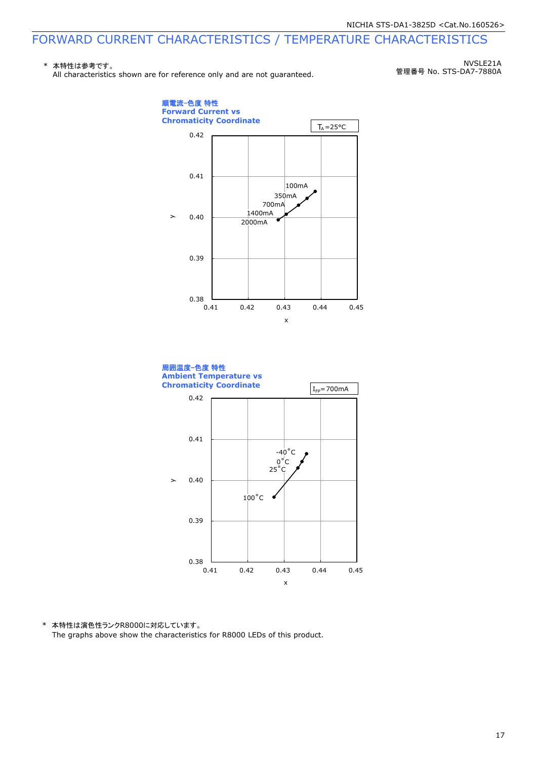# FORWARD CURRENT CHARACTERISTICS / TEMPERATURE CHARACTERISTICS

\* 本特性は参考です。
All characteristics shown are for reference only and are not guaranteed.

NVSLE21A
管理番号 No. STS-DA7-7880A

**順電流-色度 特性**
**Forward Current vs**
**Chromaticity Coordinate**

$T_A$=25°C

y: 0.38, 0.39, 0.40, 0.41, 0.42
x: 0.41, 0.42, 0.43, 0.44, 0.45

100mA
350mA
700mA
1400mA
2000mA

**周囲温度-色度 特性**
**Ambient Temperature vs**
**Chromaticity Coordinate**

$I_{FP}$=700mA

y: 0.38, 0.39, 0.40, 0.41, 0.42
x: 0.41, 0.42, 0.43, 0.44, 0.45

-40°C
0°C
25°C
100°C

\* 本特性は演色性ランクR8000に対応しています。
The graphs above show the characteristics for R8000 LEDs of this product.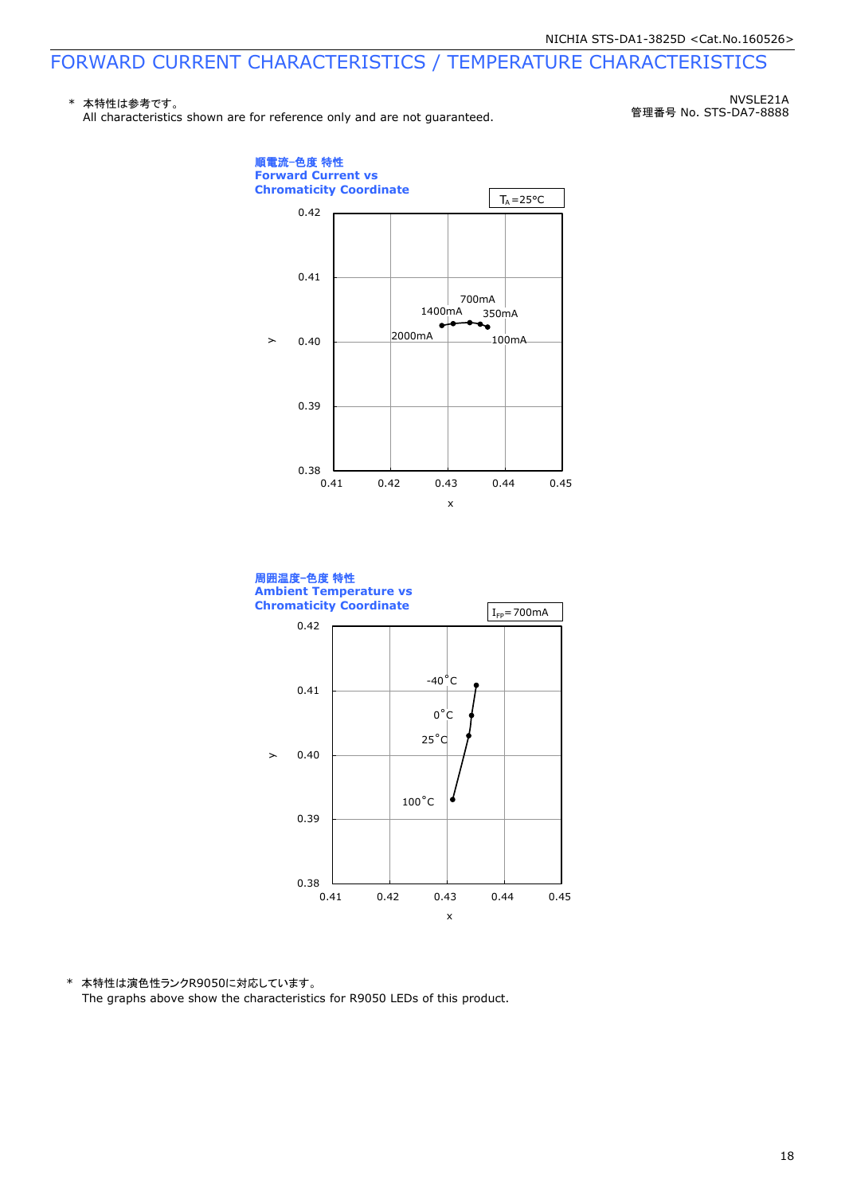# FORWARD CURRENT CHARACTERISTICS / TEMPERATURE CHARACTERISTICS

\* 本特性は参考です。
All characteristics shown are for reference only and are not guaranteed.

NVSLE21A
管理番号 No. STS-DA7-8888

**順電流−色度 特性**
**Forward Current vs Chromaticity Coordinate**

$T_A$=25°C

| Label | x (approx.) | y (approx.) |
|---|---|---|
| 100mA | 0.437 | 0.4026 |
| 350mA | 0.436 | 0.4028 |
| 700mA | 0.434 | 0.4030 |
| 1400mA | 0.431 | 0.4029 |
| 2000mA | 0.429 | 0.4026 |

Axes: x (0.41–0.45), y (0.38–0.42)

**周囲温度−色度 特性**
**Ambient Temperature vs Chromaticity Coordinate**

$I_{FP}$= 700mA

| Label | x (approx.) | y (approx.) |
|---|---|---|
| -40°C | 0.435 | 0.411 |
| 0°C | 0.434 | 0.406 |
| 25°C | 0.434 | 0.403 |
| 100°C | 0.431 | 0.393 |

Axes: x (0.41–0.45), y (0.38–0.42)

\* 本特性は演色性ランクR9050に対応しています。
The graphs above show the characteristics for R9050 LEDs of this product.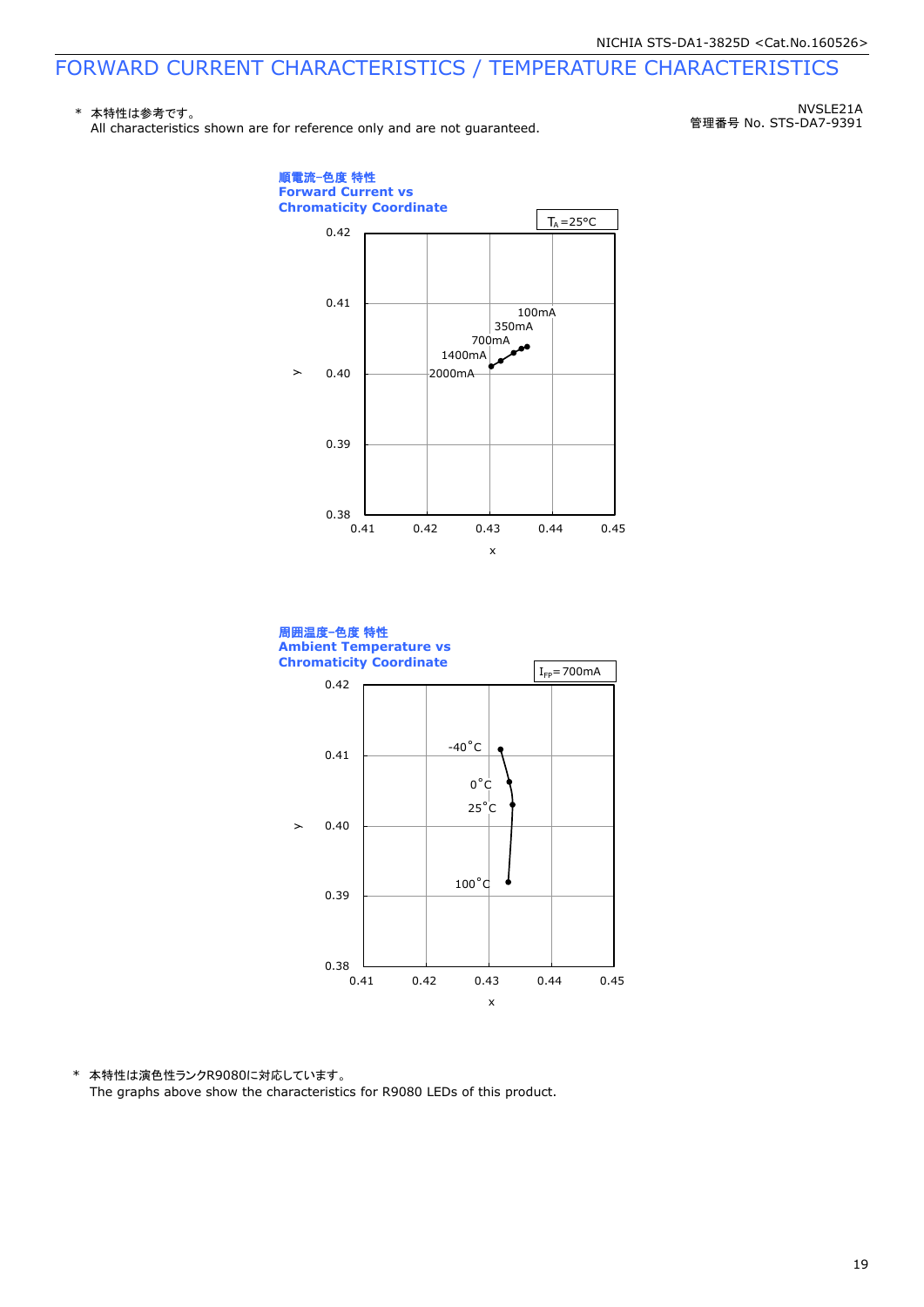# FORWARD CURRENT CHARACTERISTICS / TEMPERATURE CHARACTERISTICS

\* 本特性は参考です。
All characteristics shown are for reference only and are not guaranteed.

NVSLE21A
管理番号 No. STS-DA7-9391

**順電流−色度 特性**
**Forward Current vs Chromaticity Coordinate**

$T_A$=25°C

y: 0.38, 0.39, 0.40, 0.41, 0.42
x: 0.41, 0.42, 0.43, 0.44, 0.45

100mA
350mA
700mA
1400mA
2000mA

**周囲温度−色度 特性**
**Ambient Temperature vs Chromaticity Coordinate**

$I_{FP}$= 700mA

y: 0.38, 0.39, 0.40, 0.41, 0.42
x: 0.41, 0.42, 0.43, 0.44, 0.45

-40°C
0°C
25°C
100°C

\* 本特性は演色性ランクR9080に対応しています。
The graphs above show the characteristics for R9080 LEDs of this product.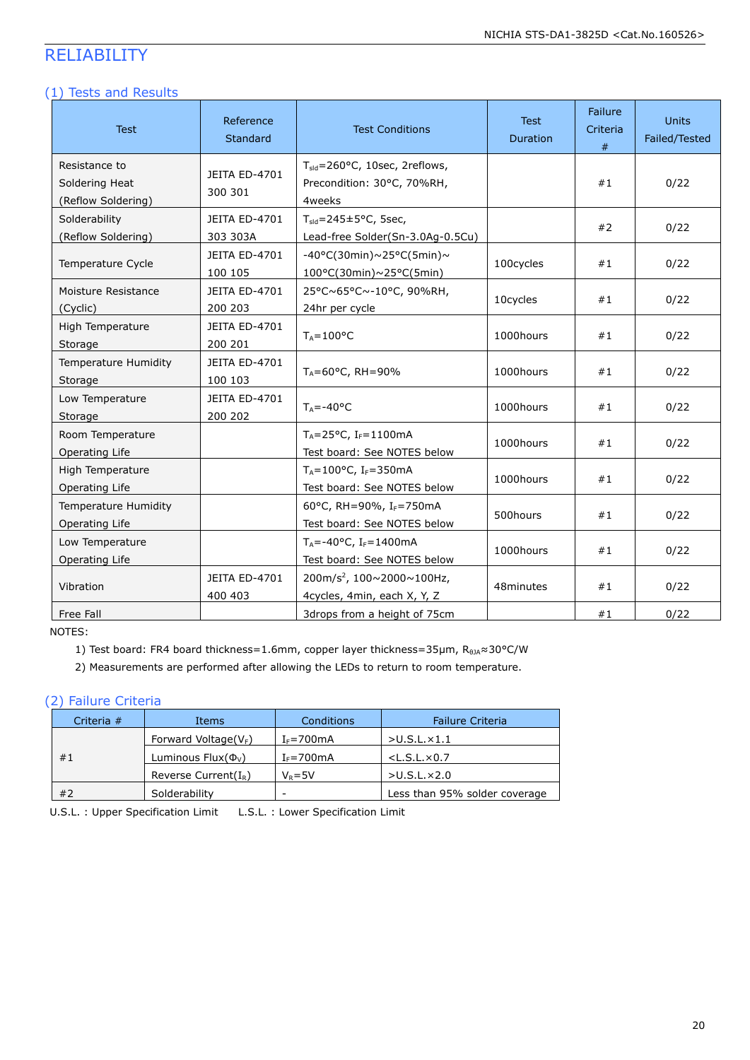# RELIABILITY

## (1) Tests and Results

| Test | Reference Standard | Test Conditions | Test Duration | Failure Criteria # | Units Failed/Tested |
|---|---|---|---|---|---|
| Resistance to Soldering Heat (Reflow Soldering) | JEITA ED-4701 300 301 | $T_{sld}$=260°C, 10sec, 2reflows, Precondition: 30°C, 70%RH, 4weeks | | #1 | 0/22 |
| Solderability (Reflow Soldering) | JEITA ED-4701 303 303A | $T_{sld}$=245±5°C, 5sec, Lead-free Solder(Sn-3.0Ag-0.5Cu) | | #2 | 0/22 |
| Temperature Cycle | JEITA ED-4701 100 105 | -40°C(30min)~25°C(5min)~100°C(30min)~25°C(5min) | 100cycles | #1 | 0/22 |
| Moisture Resistance (Cyclic) | JEITA ED-4701 200 203 | 25°C~65°C~-10°C, 90%RH, 24hr per cycle | 10cycles | #1 | 0/22 |
| High Temperature Storage | JEITA ED-4701 200 201 | $T_A$=100°C | 1000hours | #1 | 0/22 |
| Temperature Humidity Storage | JEITA ED-4701 100 103 | $T_A$=60°C, RH=90% | 1000hours | #1 | 0/22 |
| Low Temperature Storage | JEITA ED-4701 200 202 | $T_A$=-40°C | 1000hours | #1 | 0/22 |
| Room Temperature Operating Life | | $T_A$=25°C, $I_F$=1100mA Test board: See NOTES below | 1000hours | #1 | 0/22 |
| High Temperature Operating Life | | $T_A$=100°C, $I_F$=350mA Test board: See NOTES below | 1000hours | #1 | 0/22 |
| Temperature Humidity Operating Life | | 60°C, RH=90%, $I_F$=750mA Test board: See NOTES below | 500hours | #1 | 0/22 |
| Low Temperature Operating Life | | $T_A$=-40°C, $I_F$=1400mA Test board: See NOTES below | 1000hours | #1 | 0/22 |
| Vibration | JEITA ED-4701 400 403 | 200m/s$^2$, 100~2000~100Hz, 4cycles, 4min, each X, Y, Z | 48minutes | #1 | 0/22 |
| Free Fall | | 3drops from a height of 75cm | | #1 | 0/22 |

NOTES:

1) Test board: FR4 board thickness=1.6mm, copper layer thickness=35μm, $R_{\theta JA}$≈30°C/W
2) Measurements are performed after allowing the LEDs to return to room temperature.

## (2) Failure Criteria

| Criteria # | Items | Conditions | Failure Criteria |
|---|---|---|---|
| #1 | Forward Voltage($V_F$) | $I_F$=700mA | >U.S.L.×1.1 |
| | Luminous Flux($\Phi_V$) | $I_F$=700mA | <L.S.L.×0.7 |
| | Reverse Current($I_R$) | $V_R$=5V | >U.S.L.×2.0 |
| #2 | Solderability | - | Less than 95% solder coverage |

U.S.L. : Upper Specification Limit    L.S.L. : Lower Specification Limit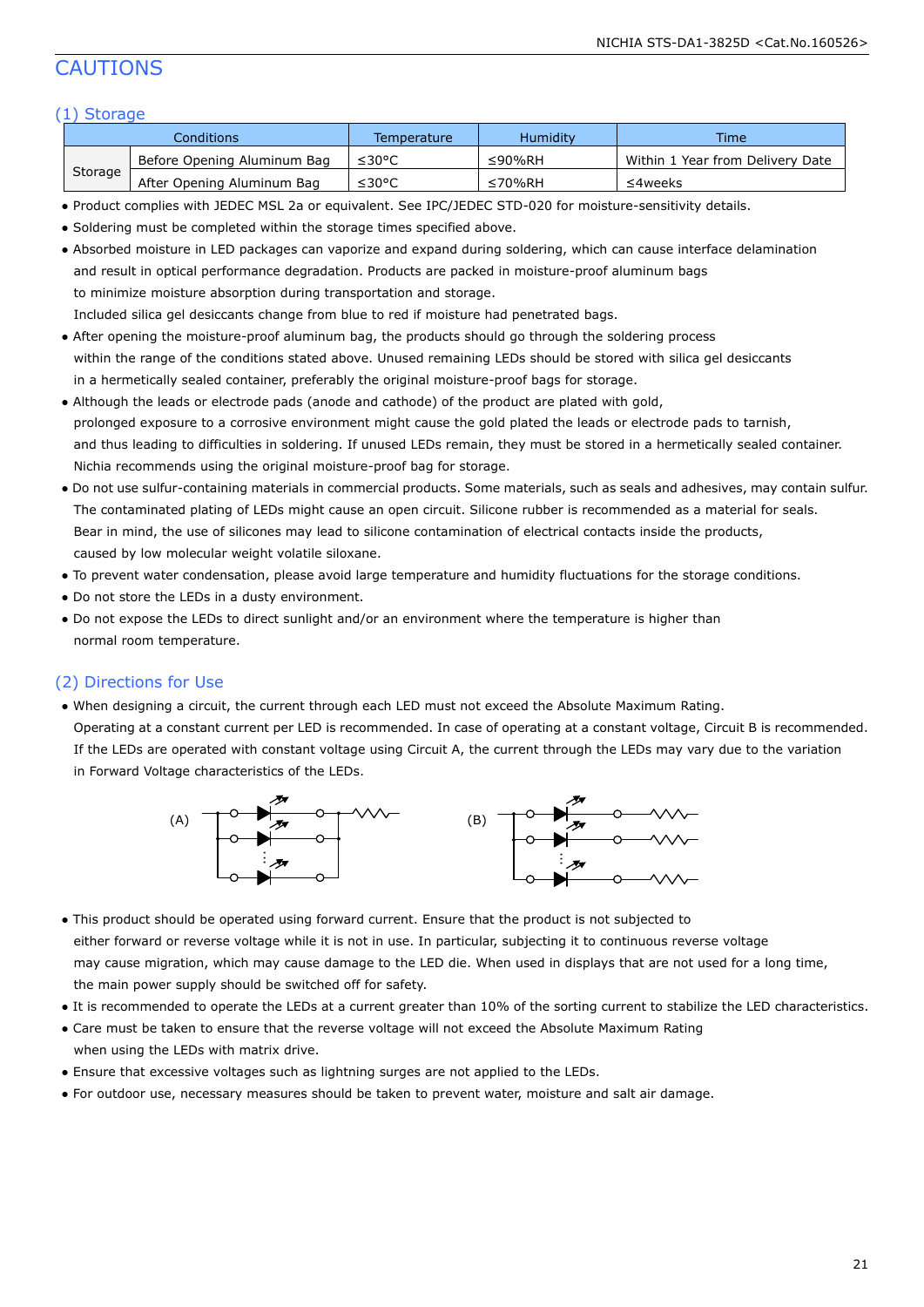# CAUTIONS

## (1) Storage

| Conditions | | Temperature | Humidity | Time |
|---|---|---|---|---|
| Storage | Before Opening Aluminum Bag | ≤30°C | ≤90%RH | Within 1 Year from Delivery Date |
| | After Opening Aluminum Bag | ≤30°C | ≤70%RH | ≤4weeks |

- Product complies with JEDEC MSL 2a or equivalent. See IPC/JEDEC STD-020 for moisture-sensitivity details.
- Soldering must be completed within the storage times specified above.
- Absorbed moisture in LED packages can vaporize and expand during soldering, which can cause interface delamination and result in optical performance degradation. Products are packed in moisture-proof aluminum bags to minimize moisture absorption during transportation and storage.
  Included silica gel desiccants change from blue to red if moisture had penetrated bags.
- After opening the moisture-proof aluminum bag, the products should go through the soldering process within the range of the conditions stated above. Unused remaining LEDs should be stored with silica gel desiccants in a hermetically sealed container, preferably the original moisture-proof bags for storage.
- Although the leads or electrode pads (anode and cathode) of the product are plated with gold, prolonged exposure to a corrosive environment might cause the gold plated the leads or electrode pads to tarnish, and thus leading to difficulties in soldering. If unused LEDs remain, they must be stored in a hermetically sealed container. Nichia recommends using the original moisture-proof bag for storage.
- Do not use sulfur-containing materials in commercial products. Some materials, such as seals and adhesives, may contain sulfur. The contaminated plating of LEDs might cause an open circuit. Silicone rubber is recommended as a material for seals. Bear in mind, the use of silicones may lead to silicone contamination of electrical contacts inside the products, caused by low molecular weight volatile siloxane.
- To prevent water condensation, please avoid large temperature and humidity fluctuations for the storage conditions.
- Do not store the LEDs in a dusty environment.
- Do not expose the LEDs to direct sunlight and/or an environment where the temperature is higher than normal room temperature.

## (2) Directions for Use

- When designing a circuit, the current through each LED must not exceed the Absolute Maximum Rating.
  Operating at a constant current per LED is recommended. In case of operating at a constant voltage, Circuit B is recommended. If the LEDs are operated with constant voltage using Circuit A, the current through the LEDs may vary due to the variation in Forward Voltage characteristics of the LEDs.

(A) (B)

- This product should be operated using forward current. Ensure that the product is not subjected to either forward or reverse voltage while it is not in use. In particular, subjecting it to continuous reverse voltage may cause migration, which may cause damage to the LED die. When used in displays that are not used for a long time, the main power supply should be switched off for safety.
- It is recommended to operate the LEDs at a current greater than 10% of the sorting current to stabilize the LED characteristics.
- Care must be taken to ensure that the reverse voltage will not exceed the Absolute Maximum Rating when using the LEDs with matrix drive.
- Ensure that excessive voltages such as lightning surges are not applied to the LEDs.
- For outdoor use, necessary measures should be taken to prevent water, moisture and salt air damage.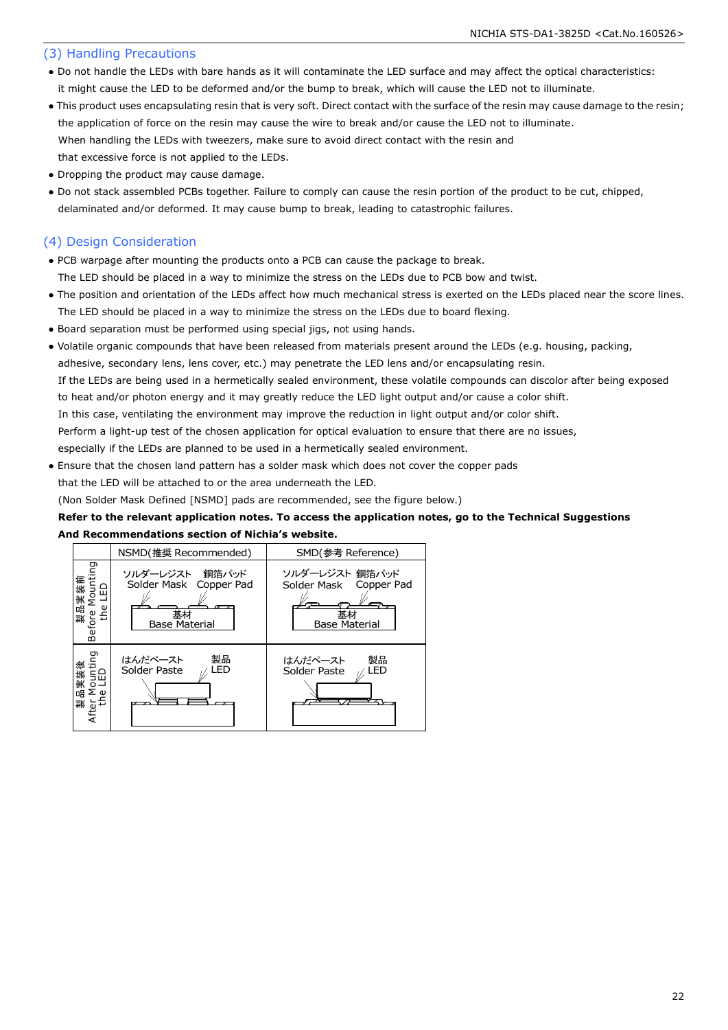## (3) Handling Precautions

- Do not handle the LEDs with bare hands as it will contaminate the LED surface and may affect the optical characteristics: it might cause the LED to be deformed and/or the bump to break, which will cause the LED not to illuminate.
- This product uses encapsulating resin that is very soft. Direct contact with the surface of the resin may cause damage to the resin; the application of force on the resin may cause the wire to break and/or cause the LED not to illuminate.
  When handling the LEDs with tweezers, make sure to avoid direct contact with the resin and that excessive force is not applied to the LEDs.
- Dropping the product may cause damage.
- Do not stack assembled PCBs together. Failure to comply can cause the resin portion of the product to be cut, chipped, delaminated and/or deformed. It may cause bump to break, leading to catastrophic failures.

## (4) Design Consideration

- PCB warpage after mounting the products onto a PCB can cause the package to break.
  The LED should be placed in a way to minimize the stress on the LEDs due to PCB bow and twist.
- The position and orientation of the LEDs affect how much mechanical stress is exerted on the LEDs placed near the score lines.
  The LED should be placed in a way to minimize the stress on the LEDs due to board flexing.
- Board separation must be performed using special jigs, not using hands.
- Volatile organic compounds that have been released from materials present around the LEDs (e.g. housing, packing, adhesive, secondary lens, lens cover, etc.) may penetrate the LED lens and/or encapsulating resin.
  If the LEDs are being used in a hermetically sealed environment, these volatile compounds can discolor after being exposed to heat and/or photon energy and it may greatly reduce the LED light output and/or cause a color shift.
  In this case, ventilating the environment may improve the reduction in light output and/or color shift.
  Perform a light-up test of the chosen application for optical evaluation to ensure that there are no issues, especially if the LEDs are planned to be used in a hermetically sealed environment.
- Ensure that the chosen land pattern has a solder mask which does not cover the copper pads that the LED will be attached to or the area underneath the LED.
  (Non Solder Mask Defined [NSMD] pads are recommended, see the figure below.)
  **Refer to the relevant application notes. To access the application notes, go to the Technical Suggestions And Recommendations section of Nichia's website.**

| | NSMD(推奨 Recommended) | SMD(参考 Reference) |
|---|---|---|
| 製品実装前 Before Mounting the LED | ソルダーレジスト Solder Mask<br>銅箔パッド Copper Pad<br>基材 Base Material | ソルダーレジスト Solder Mask<br>銅箔パッド Copper Pad<br>基材 Base Material |
| 製品実装後 After Mounting the LED | はんだペースト Solder Paste<br>製品 LED | はんだペースト Solder Paste<br>製品 LED |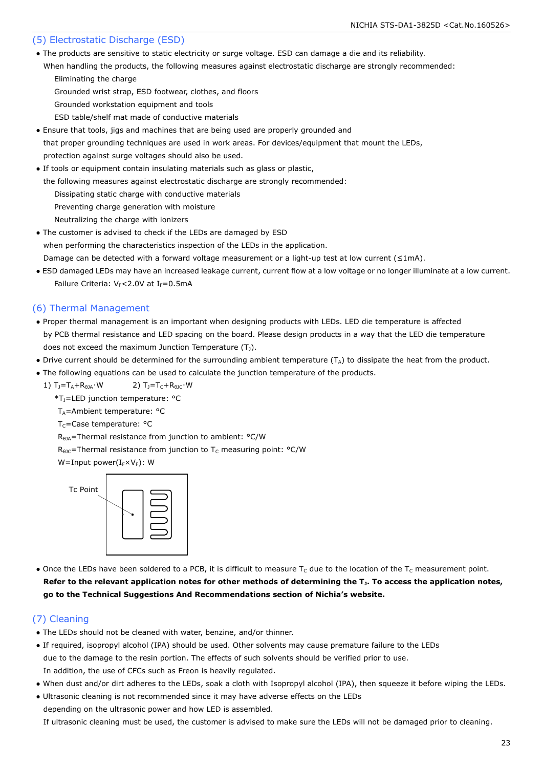## (5) Electrostatic Discharge (ESD)

- The products are sensitive to static electricity or surge voltage. ESD can damage a die and its reliability.
  When handling the products, the following measures against electrostatic discharge are strongly recommended:
  - Eliminating the charge
  - Grounded wrist strap, ESD footwear, clothes, and floors
  - Grounded workstation equipment and tools
  - ESD table/shelf mat made of conductive materials
- Ensure that tools, jigs and machines that are being used are properly grounded and that proper grounding techniques are used in work areas. For devices/equipment that mount the LEDs, protection against surge voltages should also be used.
- If tools or equipment contain insulating materials such as glass or plastic, the following measures against electrostatic discharge are strongly recommended:
  - Dissipating static charge with conductive materials
  - Preventing charge generation with moisture
  - Neutralizing the charge with ionizers
- The customer is advised to check if the LEDs are damaged by ESD when performing the characteristics inspection of the LEDs in the application. Damage can be detected with a forward voltage measurement or a light-up test at low current (≤1mA).
- ESD damaged LEDs may have an increased leakage current, current flow at a low voltage or no longer illuminate at a low current.
  Failure Criteria: $V_F$<2.0V at $I_F$=0.5mA

## (6) Thermal Management

- Proper thermal management is an important when designing products with LEDs. LED die temperature is affected by PCB thermal resistance and LED spacing on the board. Please design products in a way that the LED die temperature does not exceed the maximum Junction Temperature ($T_J$).
- Drive current should be determined for the surrounding ambient temperature ($T_A$) to dissipate the heat from the product.
- The following equations can be used to calculate the junction temperature of the products.

  1) $T_J=T_A+R_{\theta JA}\cdot W$ 2) $T_J=T_C+R_{\theta JC}\cdot W$

  *$T_J$=LED junction temperature: °C
  $T_A$=Ambient temperature: °C
  $T_C$=Case temperature: °C
  $R_{\theta JA}$=Thermal resistance from junction to ambient: °C/W
  $R_{\theta JC}$=Thermal resistance from junction to $T_C$ measuring point: °C/W
  W=Input power($I_F$×$V_F$): W

Tc Point

- Once the LEDs have been soldered to a PCB, it is difficult to measure $T_C$ due to the location of the $T_C$ measurement point.
  **Refer to the relevant application notes for other methods of determining the $T_J$. To access the application notes, go to the Technical Suggestions And Recommendations section of Nichia's website.**

## (7) Cleaning

- The LEDs should not be cleaned with water, benzine, and/or thinner.
- If required, isopropyl alcohol (IPA) should be used. Other solvents may cause premature failure to the LEDs due to the damage to the resin portion. The effects of such solvents should be verified prior to use. In addition, the use of CFCs such as Freon is heavily regulated.
- When dust and/or dirt adheres to the LEDs, soak a cloth with Isopropyl alcohol (IPA), then squeeze it before wiping the LEDs.
- Ultrasonic cleaning is not recommended since it may have adverse effects on the LEDs depending on the ultrasonic power and how LED is assembled.
  If ultrasonic cleaning must be used, the customer is advised to make sure the LEDs will not be damaged prior to cleaning.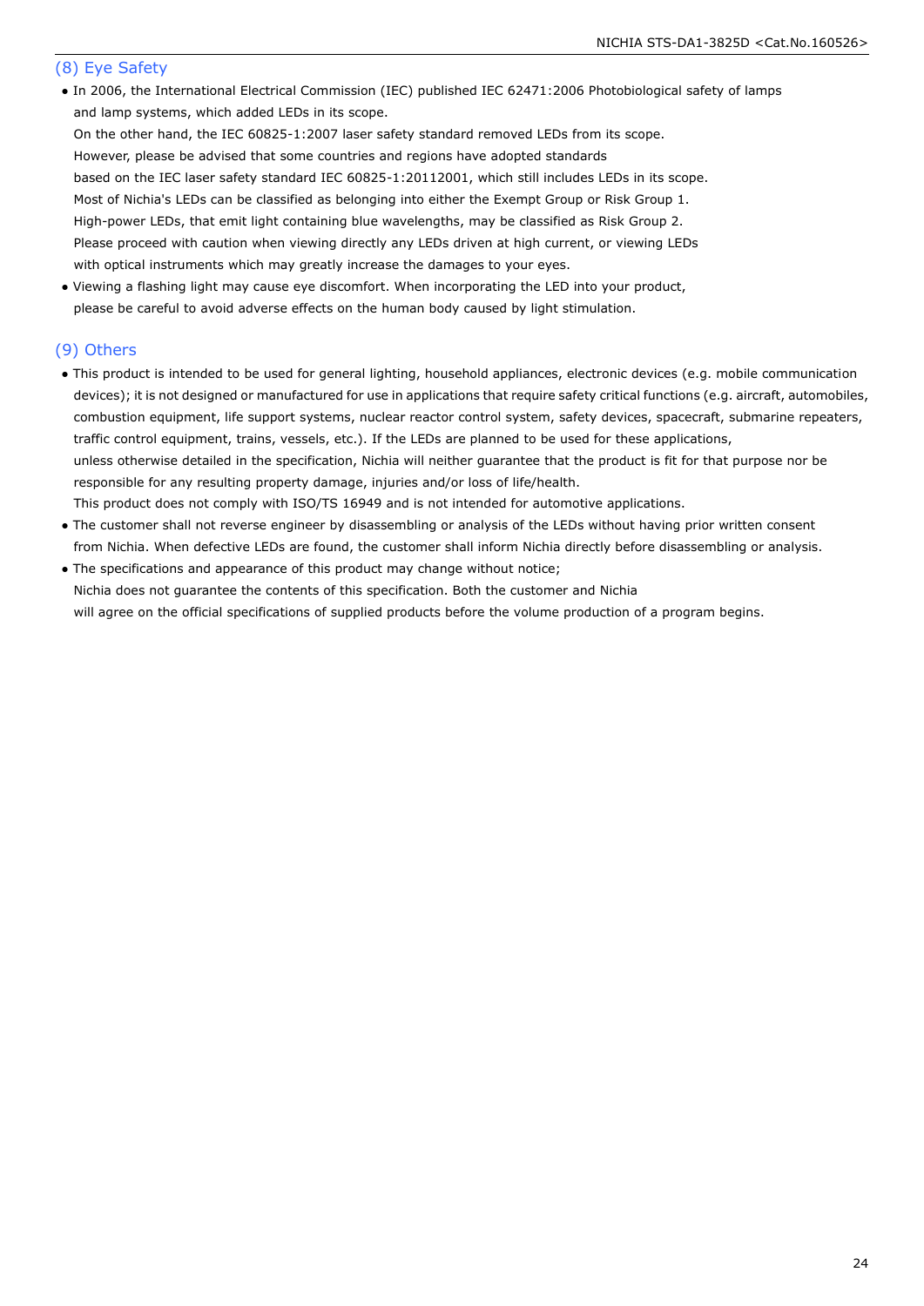## (8) Eye Safety

- In 2006, the International Electrical Commission (IEC) published IEC 62471:2006 Photobiological safety of lamps and lamp systems, which added LEDs in its scope.
  On the other hand, the IEC 60825-1:2007 laser safety standard removed LEDs from its scope.
  However, please be advised that some countries and regions have adopted standards based on the IEC laser safety standard IEC 60825-1:20112001, which still includes LEDs in its scope.
  Most of Nichia's LEDs can be classified as belonging into either the Exempt Group or Risk Group 1.
  High-power LEDs, that emit light containing blue wavelengths, may be classified as Risk Group 2.
  Please proceed with caution when viewing directly any LEDs driven at high current, or viewing LEDs with optical instruments which may greatly increase the damages to your eyes.
- Viewing a flashing light may cause eye discomfort. When incorporating the LED into your product, please be careful to avoid adverse effects on the human body caused by light stimulation.

## (9) Others

- This product is intended to be used for general lighting, household appliances, electronic devices (e.g. mobile communication devices); it is not designed or manufactured for use in applications that require safety critical functions (e.g. aircraft, automobiles, combustion equipment, life support systems, nuclear reactor control system, safety devices, spacecraft, submarine repeaters, traffic control equipment, trains, vessels, etc.). If the LEDs are planned to be used for these applications, unless otherwise detailed in the specification, Nichia will neither guarantee that the product is fit for that purpose nor be responsible for any resulting property damage, injuries and/or loss of life/health.
  This product does not comply with ISO/TS 16949 and is not intended for automotive applications.
- The customer shall not reverse engineer by disassembling or analysis of the LEDs without having prior written consent from Nichia. When defective LEDs are found, the customer shall inform Nichia directly before disassembling or analysis.
- The specifications and appearance of this product may change without notice;
  Nichia does not guarantee the contents of this specification. Both the customer and Nichia will agree on the official specifications of supplied products before the volume production of a program begins.